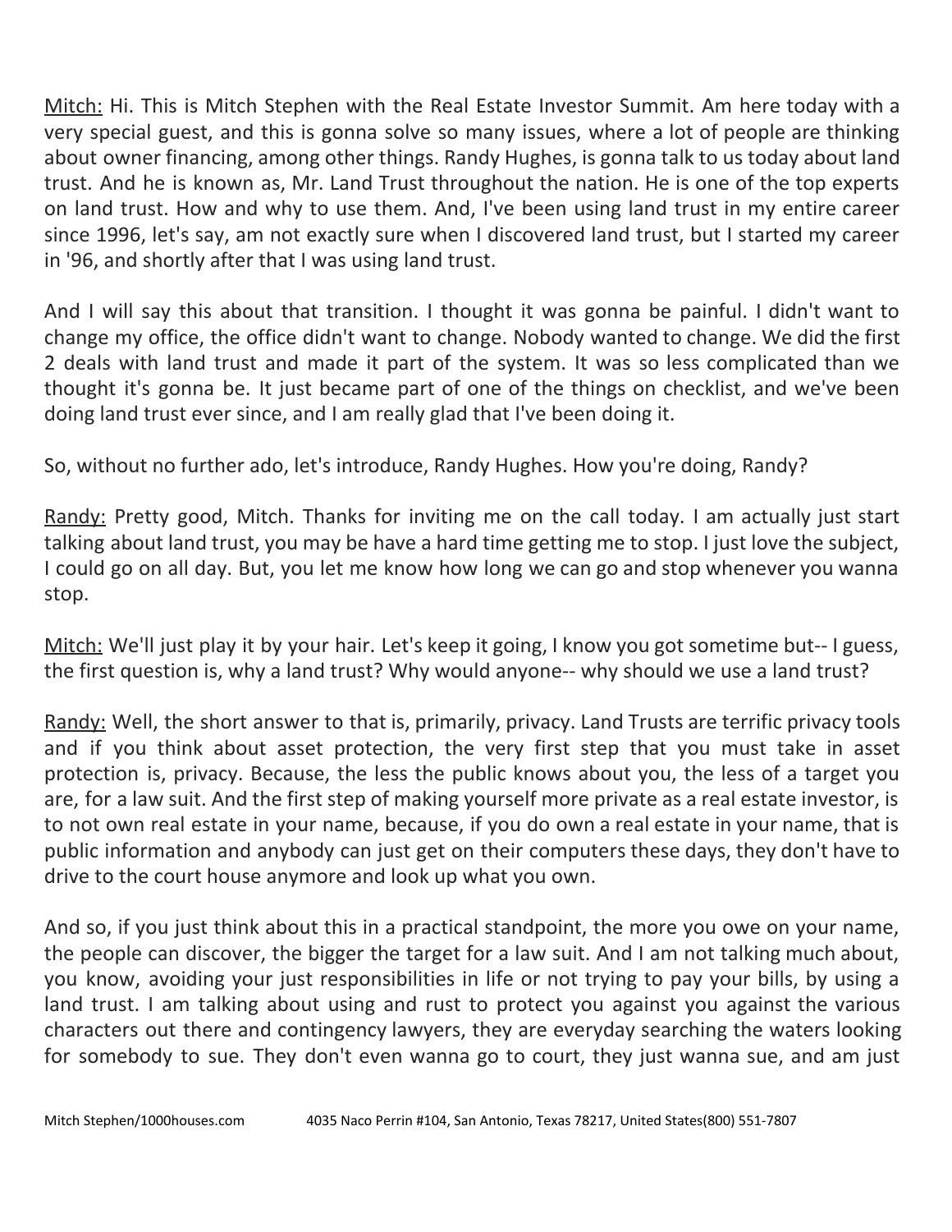Mitch: Hi. This is Mitch Stephen with the Real Estate Investor Summit. Am here today with a very special guest, and this is gonna solve so many issues, where a lot of people are thinking about owner financing, among other things. Randy Hughes, is gonna talk to us today about land trust. And he is known as, Mr. Land Trust throughout the nation. He is one of the top experts on land trust. How and why to use them. And, I've been using land trust in my entire career since 1996, let's say, am not exactly sure when I discovered land trust, but I started my career in '96, and shortly after that I was using land trust.

And I will say this about that transition. I thought it was gonna be painful. I didn't want to change my office, the office didn't want to change. Nobody wanted to change. We did the first 2 deals with land trust and made it part of the system. It was so less complicated than we thought it's gonna be. It just became part of one of the things on checklist, and we've been doing land trust ever since, and I am really glad that I've been doing it.

So, without no further ado, let's introduce, Randy Hughes. How you're doing, Randy?

Randy: Pretty good, Mitch. Thanks for inviting me on the call today. I am actually just start talking about land trust, you may be have a hard time getting me to stop. I just love the subject, I could go on all day. But, you let me know how long we can go and stop whenever you wanna stop.

Mitch: We'll just play it by your hair. Let's keep it going, I know you got sometime but-- I guess, the first question is, why a land trust? Why would anyone-- why should we use a land trust?

Randy: Well, the short answer to that is, primarily, privacy. Land Trusts are terrific privacy tools and if you think about asset protection, the very first step that you must take in asset protection is, privacy. Because, the less the public knows about you, the less of a target you are, for a law suit. And the first step of making yourself more private as a real estate investor, is to not own real estate in your name, because, if you do own a real estate in your name, that is public information and anybody can just get on their computers these days, they don't have to drive to the court house anymore and look up what you own.

And so, if you just think about this in a practical standpoint, the more you owe on your name, the people can discover, the bigger the target for a law suit. And I am not talking much about, you know, avoiding your just responsibilities in life or not trying to pay your bills, by using a land trust. I am talking about using and rust to protect you against you against the various characters out there and contingency lawyers, they are everyday searching the waters looking for somebody to sue. They don't even wanna go to court, they just wanna sue, and am just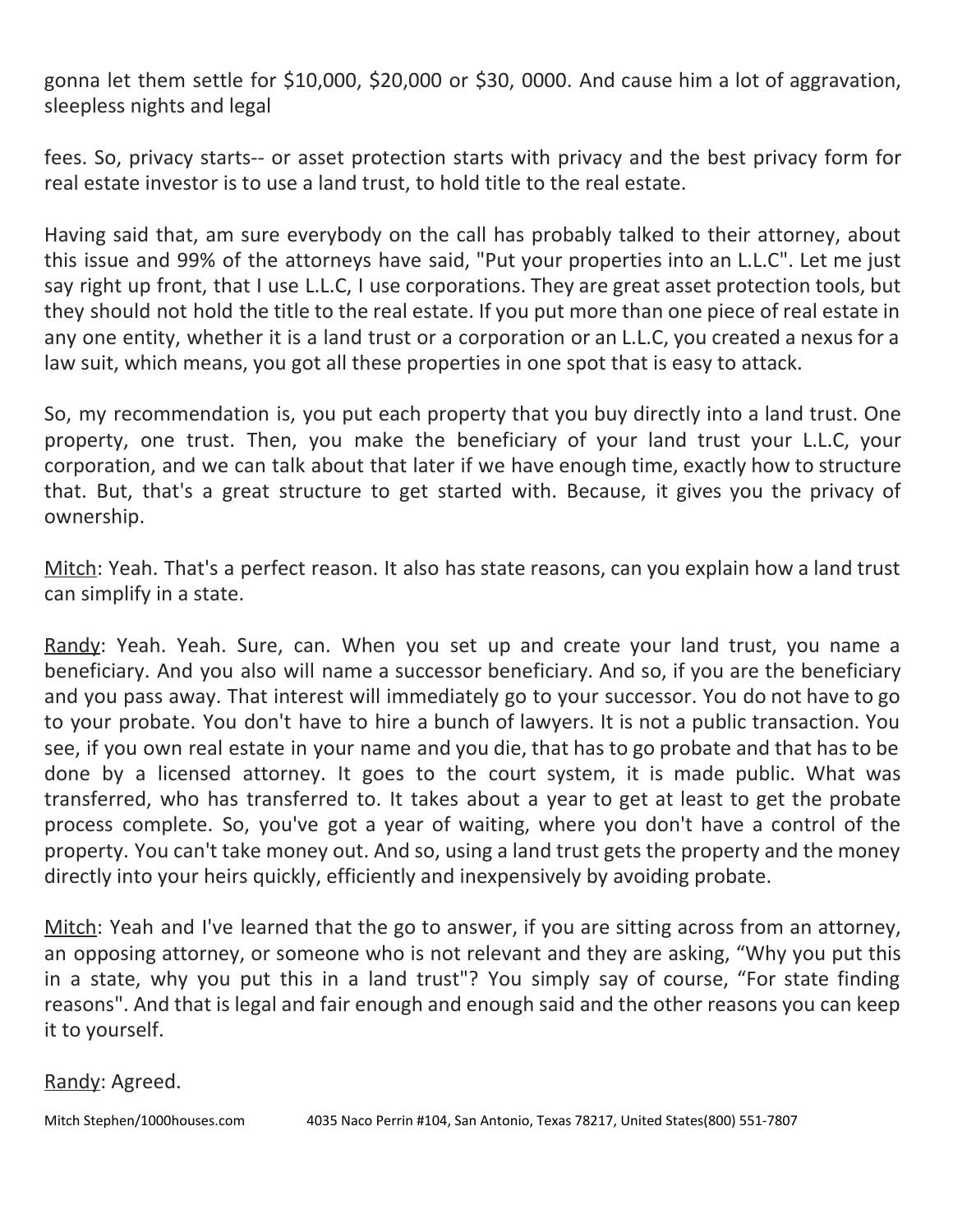gonna let them settle for $10,000, $20,000 or $30, 0000. And cause him a lot of aggravation, sleepless nights and legal

fees. So, privacy starts-- or asset protection starts with privacy and the best privacy form for real estate investor is to use a land trust, to hold title to the real estate.

Having said that, am sure everybody on the call has probably talked to their attorney, about this issue and 99% of the attorneys have said, "Put your properties into an L.L.C". Let me just say right up front, that I use L.L.C, I use corporations. They are great asset protection tools, but they should not hold the title to the real estate. If you put more than one piece of real estate in any one entity, whether it is a land trust or a corporation or an L.L.C, you created a nexus for a law suit, which means, you got all these properties in one spot that is easy to attack.

So, my recommendation is, you put each property that you buy directly into a land trust. One property, one trust. Then, you make the beneficiary of your land trust your L.L.C, your corporation, and we can talk about that later if we have enough time, exactly how to structure that. But, that's a great structure to get started with. Because, it gives you the privacy of ownership.

<u>Mitch</u>: Yeah. That's a perfect reason. It also has state reasons, can you explain how a land trust can simplify in a state.

<u>Randy</u>: Yeah. Yeah. Sure, can. When you set up and create your land trust, you name a beneficiary. And you also will name a successor beneficiary. And so, if you are the beneficiary and you pass away. That interest will immediately go to your successor. You do not have to go to your probate. You don't have to hire a bunch of lawyers. It is not a public transaction. You see, if you own real estate in your name and you die, that has to go probate and that has to be done by a licensed attorney. It goes to the court system, it is made public. What was transferred, who has transferred to. It takes about a year to get at least to get the probate process complete. So, you've got a year of waiting, where you don't have a control of the property. You can't take money out. And so, using a land trust gets the property and the money directly into your heirs quickly, efficiently and inexpensively by avoiding probate.

<u>Mitch</u>: Yeah and I've learned that the go to answer, if you are sitting across from an attorney, an opposing attorney, or someone who is not relevant and they are asking, "Why you put this in a state, why you put this in a land trust"? You simply say of course, "For state finding reasons". And that is legal and fair enough and enough said and the other reasons you can keep it to yourself.

<u>Randy</u>: Agreed.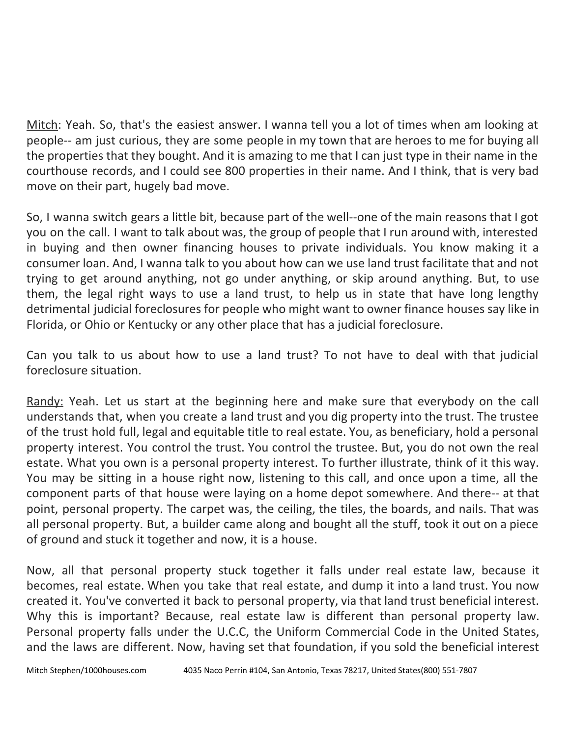Mitch: Yeah. So, that's the easiest answer. I wanna tell you a lot of times when am looking at people-- am just curious, they are some people in my town that are heroes to me for buying all the properties that they bought. And it is amazing to me that I can just type in their name in the courthouse records, and I could see 800 properties in their name. And I think, that is very bad move on their part, hugely bad move.

So, I wanna switch gears a little bit, because part of the well--one of the main reasons that I got you on the call. I want to talk about was, the group of people that I run around with, interested in buying and then owner financing houses to private individuals. You know making it a consumer loan. And, I wanna talk to you about how can we use land trust facilitate that and not trying to get around anything, not go under anything, or skip around anything. But, to use them, the legal right ways to use a land trust, to help us in state that have long lengthy detrimental judicial foreclosures for people who might want to owner finance houses say like in Florida, or Ohio or Kentucky or any other place that has a judicial foreclosure.

Can you talk to us about how to use a land trust? To not have to deal with that judicial foreclosure situation.

Randy: Yeah. Let us start at the beginning here and make sure that everybody on the call understands that, when you create a land trust and you dig property into the trust. The trustee of the trust hold full, legal and equitable title to real estate. You, as beneficiary, hold a personal property interest. You control the trust. You control the trustee. But, you do not own the real estate. What you own is a personal property interest. To further illustrate, think of it this way. You may be sitting in a house right now, listening to this call, and once upon a time, all the component parts of that house were laying on a home depot somewhere. And there-- at that point, personal property. The carpet was, the ceiling, the tiles, the boards, and nails. That was all personal property. But, a builder came along and bought all the stuff, took it out on a piece of ground and stuck it together and now, it is a house.

Now, all that personal property stuck together it falls under real estate law, because it becomes, real estate. When you take that real estate, and dump it into a land trust. You now created it. You've converted it back to personal property, via that land trust beneficial interest. Why this is important? Because, real estate law is different than personal property law. Personal property falls under the U.C.C, the Uniform Commercial Code in the United States, and the laws are different. Now, having set that foundation, if you sold the beneficial interest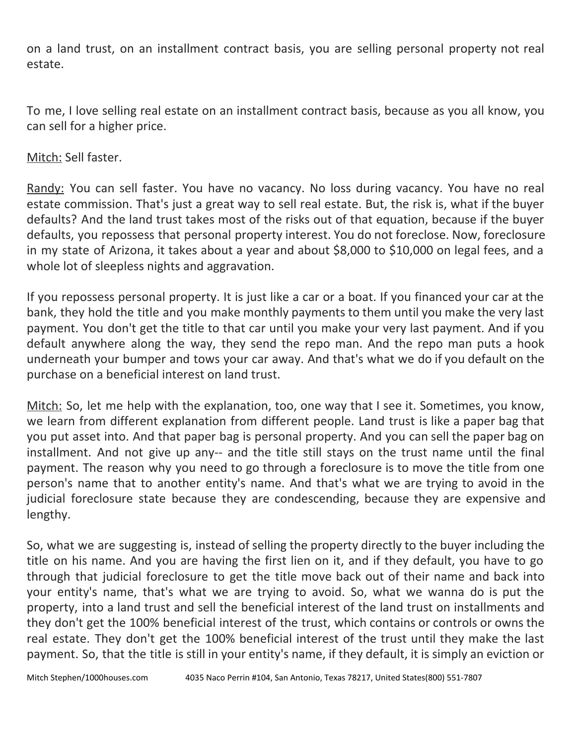on a land trust, on an installment contract basis, you are selling personal property not real estate.

To me, I love selling real estate on an installment contract basis, because as you all know, you can sell for a higher price.

<u>Mitch:</u> Sell faster.

<u>Randy:</u> You can sell faster. You have no vacancy. No loss during vacancy. You have no real estate commission. That's just a great way to sell real estate. But, the risk is, what if the buyer defaults? And the land trust takes most of the risks out of that equation, because if the buyer defaults, you repossess that personal property interest. You do not foreclose. Now, foreclosure in my state of Arizona, it takes about a year and about $8,000 to $10,000 on legal fees, and a whole lot of sleepless nights and aggravation.

If you repossess personal property. It is just like a car or a boat. If you financed your car at the bank, they hold the title and you make monthly payments to them until you make the very last payment. You don't get the title to that car until you make your very last payment. And if you default anywhere along the way, they send the repo man. And the repo man puts a hook underneath your bumper and tows your car away. And that's what we do if you default on the purchase on a beneficial interest on land trust.

<u>Mitch:</u> So, let me help with the explanation, too, one way that I see it. Sometimes, you know, we learn from different explanation from different people. Land trust is like a paper bag that you put asset into. And that paper bag is personal property. And you can sell the paper bag on installment. And not give up any-- and the title still stays on the trust name until the final payment. The reason why you need to go through a foreclosure is to move the title from one person's name that to another entity's name. And that's what we are trying to avoid in the judicial foreclosure state because they are condescending, because they are expensive and lengthy.

So, what we are suggesting is, instead of selling the property directly to the buyer including the title on his name. And you are having the first lien on it, and if they default, you have to go through that judicial foreclosure to get the title move back out of their name and back into your entity's name, that's what we are trying to avoid. So, what we wanna do is put the property, into a land trust and sell the beneficial interest of the land trust on installments and they don't get the 100% beneficial interest of the trust, which contains or controls or owns the real estate. They don't get the 100% beneficial interest of the trust until they make the last payment. So, that the title is still in your entity's name, if they default, it is simply an eviction or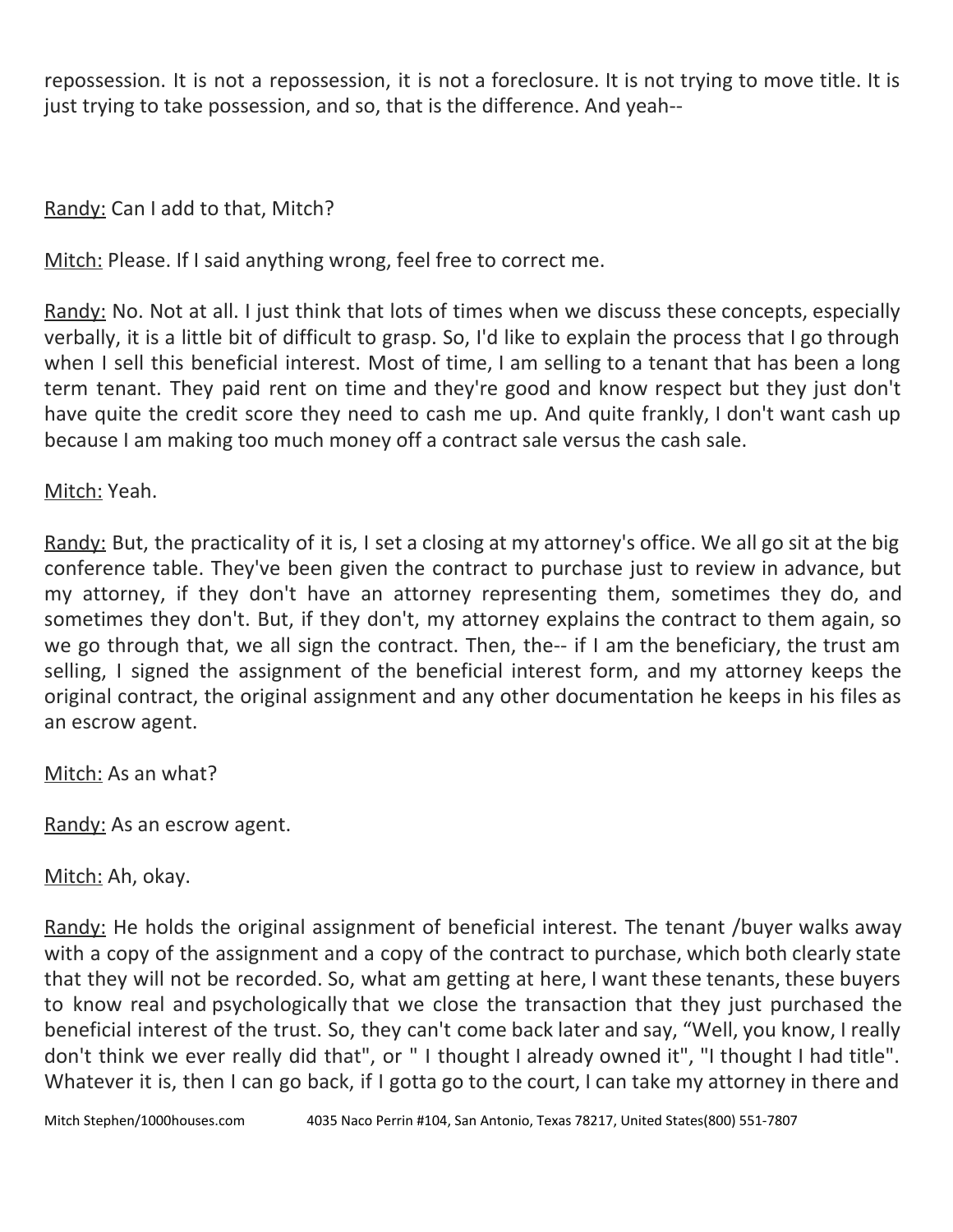repossession. It is not a repossession, it is not a foreclosure. It is not trying to move title. It is just trying to take possession, and so, that is the difference. And yeah--

<u>Randy:</u> Can I add to that, Mitch?

<u>Mitch:</u> Please. If I said anything wrong, feel free to correct me.

<u>Randy:</u> No. Not at all. I just think that lots of times when we discuss these concepts, especially verbally, it is a little bit of difficult to grasp. So, I'd like to explain the process that I go through when I sell this beneficial interest. Most of time, I am selling to a tenant that has been a long term tenant. They paid rent on time and they're good and know respect but they just don't have quite the credit score they need to cash me up. And quite frankly, I don't want cash up because I am making too much money off a contract sale versus the cash sale.

<u>Mitch:</u> Yeah.

<u>Randy:</u> But, the practicality of it is, I set a closing at my attorney's office. We all go sit at the big conference table. They've been given the contract to purchase just to review in advance, but my attorney, if they don't have an attorney representing them, sometimes they do, and sometimes they don't. But, if they don't, my attorney explains the contract to them again, so we go through that, we all sign the contract. Then, the-- if I am the beneficiary, the trust am selling, I signed the assignment of the beneficial interest form, and my attorney keeps the original contract, the original assignment and any other documentation he keeps in his files as an escrow agent.

<u>Mitch:</u> As an what?

<u>Randy:</u> As an escrow agent.

<u>Mitch:</u> Ah, okay.

<u>Randy:</u> He holds the original assignment of beneficial interest. The tenant /buyer walks away with a copy of the assignment and a copy of the contract to purchase, which both clearly state that they will not be recorded. So, what am getting at here, I want these tenants, these buyers to know real and psychologically that we close the transaction that they just purchased the beneficial interest of the trust. So, they can't come back later and say, "Well, you know, I really don't think we ever really did that", or " I thought I already owned it", "I thought I had title". Whatever it is, then I can go back, if I gotta go to the court, I can take my attorney in there and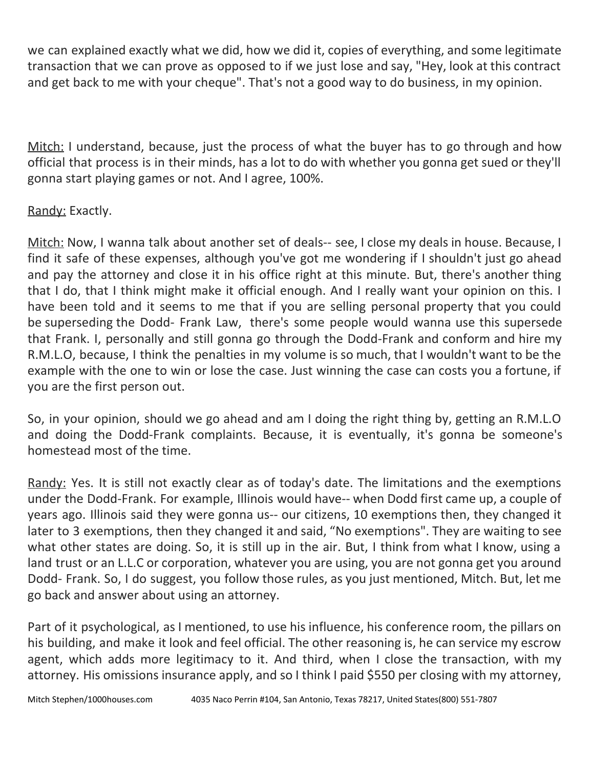we can explained exactly what we did, how we did it, copies of everything, and some legitimate transaction that we can prove as opposed to if we just lose and say, "Hey, look at this contract and get back to me with your cheque". That's not a good way to do business, in my opinion.

<u>Mitch:</u> I understand, because, just the process of what the buyer has to go through and how official that process is in their minds, has a lot to do with whether you gonna get sued or they'll gonna start playing games or not. And I agree, 100%.

<u>Randy:</u> Exactly.

<u>Mitch:</u> Now, I wanna talk about another set of deals-- see, I close my deals in house. Because, I find it safe of these expenses, although you've got me wondering if I shouldn't just go ahead and pay the attorney and close it in his office right at this minute. But, there's another thing that I do, that I think might make it official enough. And I really want your opinion on this. I have been told and it seems to me that if you are selling personal property that you could be superseding the Dodd- Frank Law, there's some people would wanna use this supersede that Frank. I, personally and still gonna go through the Dodd-Frank and conform and hire my R.M.L.O, because, I think the penalties in my volume is so much, that I wouldn't want to be the example with the one to win or lose the case. Just winning the case can costs you a fortune, if you are the first person out.

So, in your opinion, should we go ahead and am I doing the right thing by, getting an R.M.L.O and doing the Dodd-Frank complaints. Because, it is eventually, it's gonna be someone's homestead most of the time.

<u>Randy:</u> Yes. It is still not exactly clear as of today's date. The limitations and the exemptions under the Dodd-Frank. For example, Illinois would have-- when Dodd first came up, a couple of years ago. Illinois said they were gonna us-- our citizens, 10 exemptions then, they changed it later to 3 exemptions, then they changed it and said, "No exemptions". They are waiting to see what other states are doing. So, it is still up in the air. But, I think from what I know, using a land trust or an L.L.C or corporation, whatever you are using, you are not gonna get you around Dodd- Frank. So, I do suggest, you follow those rules, as you just mentioned, Mitch. But, let me go back and answer about using an attorney.

Part of it psychological, as I mentioned, to use his influence, his conference room, the pillars on his building, and make it look and feel official. The other reasoning is, he can service my escrow agent, which adds more legitimacy to it. And third, when I close the transaction, with my attorney. His omissions insurance apply, and so I think I paid $550 per closing with my attorney,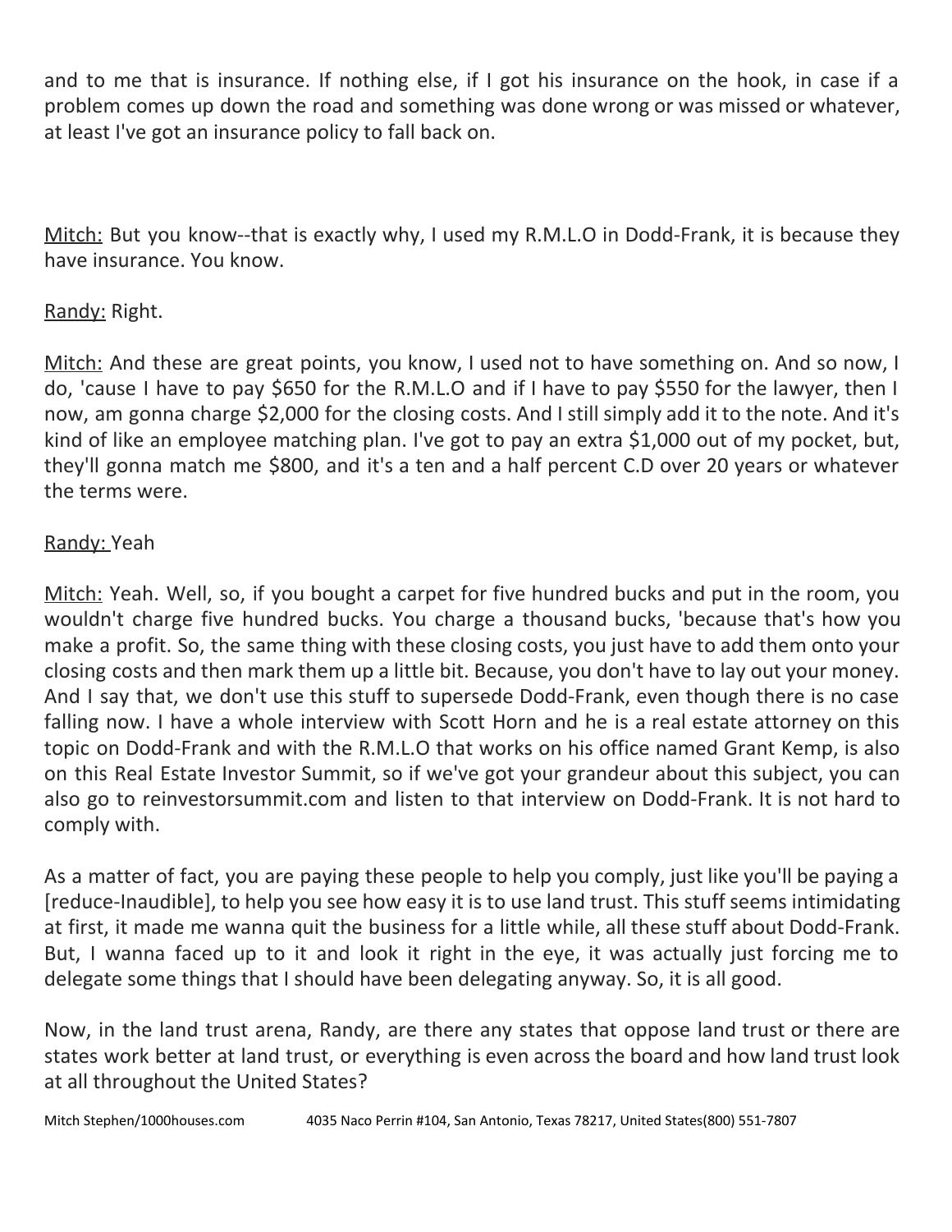and to me that is insurance. If nothing else, if I got his insurance on the hook, in case if a problem comes up down the road and something was done wrong or was missed or whatever, at least I've got an insurance policy to fall back on.

Mitch: But you know--that is exactly why, I used my R.M.L.O in Dodd-Frank, it is because they have insurance. You know.

Randy: Right.

Mitch: And these are great points, you know, I used not to have something on. And so now, I do, 'cause I have to pay $650 for the R.M.L.O and if I have to pay $550 for the lawyer, then I now, am gonna charge $2,000 for the closing costs. And I still simply add it to the note. And it's kind of like an employee matching plan. I've got to pay an extra $1,000 out of my pocket, but, they'll gonna match me $800, and it's a ten and a half percent C.D over 20 years or whatever the terms were.

Randy: Yeah

Mitch: Yeah. Well, so, if you bought a carpet for five hundred bucks and put in the room, you wouldn't charge five hundred bucks. You charge a thousand bucks, 'because that's how you make a profit. So, the same thing with these closing costs, you just have to add them onto your closing costs and then mark them up a little bit. Because, you don't have to lay out your money. And I say that, we don't use this stuff to supersede Dodd-Frank, even though there is no case falling now. I have a whole interview with Scott Horn and he is a real estate attorney on this topic on Dodd-Frank and with the R.M.L.O that works on his office named Grant Kemp, is also on this Real Estate Investor Summit, so if we've got your grandeur about this subject, you can also go to reinvestorsummit.com and listen to that interview on Dodd-Frank. It is not hard to comply with.

As a matter of fact, you are paying these people to help you comply, just like you'll be paying a [reduce-Inaudible], to help you see how easy it is to use land trust. This stuff seems intimidating at first, it made me wanna quit the business for a little while, all these stuff about Dodd-Frank. But, I wanna faced up to it and look it right in the eye, it was actually just forcing me to delegate some things that I should have been delegating anyway. So, it is all good.

Now, in the land trust arena, Randy, are there any states that oppose land trust or there are states work better at land trust, or everything is even across the board and how land trust look at all throughout the United States?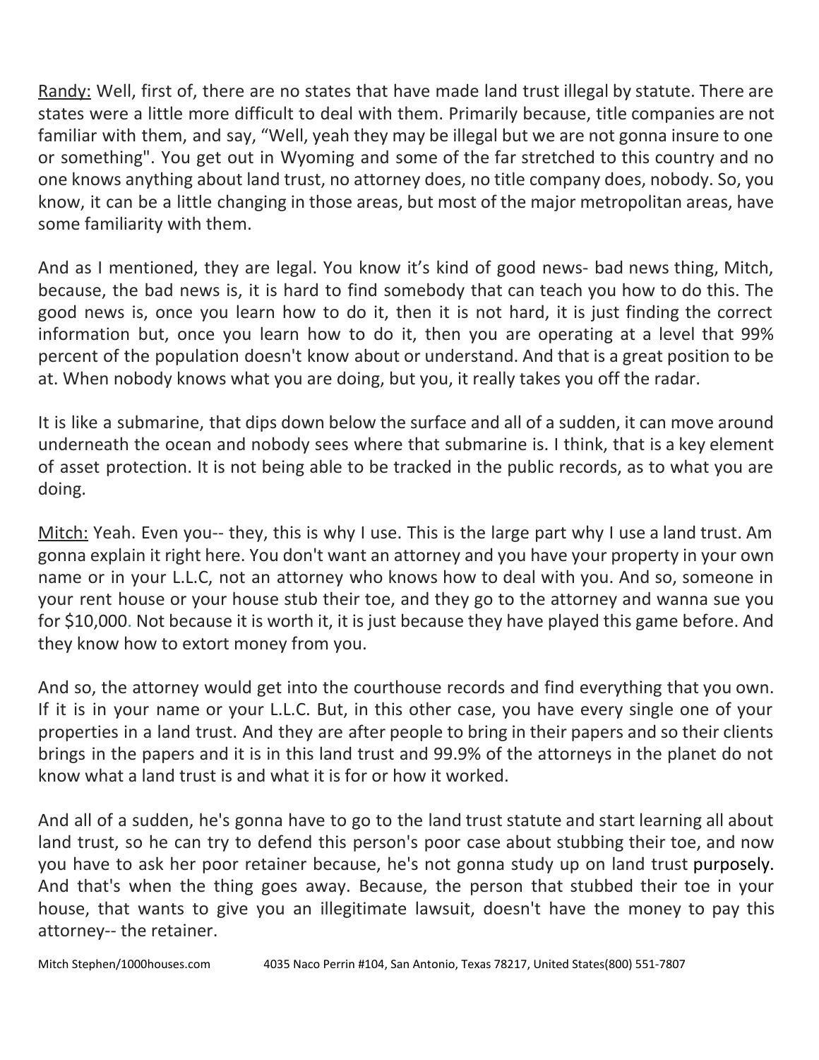Randy: Well, first of, there are no states that have made land trust illegal by statute. There are states were a little more difficult to deal with them. Primarily because, title companies are not familiar with them, and say, "Well, yeah they may be illegal but we are not gonna insure to one or something". You get out in Wyoming and some of the far stretched to this country and no one knows anything about land trust, no attorney does, no title company does, nobody. So, you know, it can be a little changing in those areas, but most of the major metropolitan areas, have some familiarity with them.

And as I mentioned, they are legal. You know it's kind of good news- bad news thing, Mitch, because, the bad news is, it is hard to find somebody that can teach you how to do this. The good news is, once you learn how to do it, then it is not hard, it is just finding the correct information but, once you learn how to do it, then you are operating at a level that 99% percent of the population doesn't know about or understand. And that is a great position to be at. When nobody knows what you are doing, but you, it really takes you off the radar.

It is like a submarine, that dips down below the surface and all of a sudden, it can move around underneath the ocean and nobody sees where that submarine is. I think, that is a key element of asset protection. It is not being able to be tracked in the public records, as to what you are doing.

Mitch: Yeah. Even you-- they, this is why I use. This is the large part why I use a land trust. Am gonna explain it right here. You don't want an attorney and you have your property in your own name or in your L.L.C, not an attorney who knows how to deal with you. And so, someone in your rent house or your house stub their toe, and they go to the attorney and wanna sue you for $10,000. Not because it is worth it, it is just because they have played this game before. And they know how to extort money from you.

And so, the attorney would get into the courthouse records and find everything that you own. If it is in your name or your L.L.C. But, in this other case, you have every single one of your properties in a land trust. And they are after people to bring in their papers and so their clients brings in the papers and it is in this land trust and 99.9% of the attorneys in the planet do not know what a land trust is and what it is for or how it worked.

And all of a sudden, he's gonna have to go to the land trust statute and start learning all about land trust, so he can try to defend this person's poor case about stubbing their toe, and now you have to ask her poor retainer because, he's not gonna study up on land trust purposely. And that's when the thing goes away. Because, the person that stubbed their toe in your house, that wants to give you an illegitimate lawsuit, doesn't have the money to pay this attorney-- the retainer.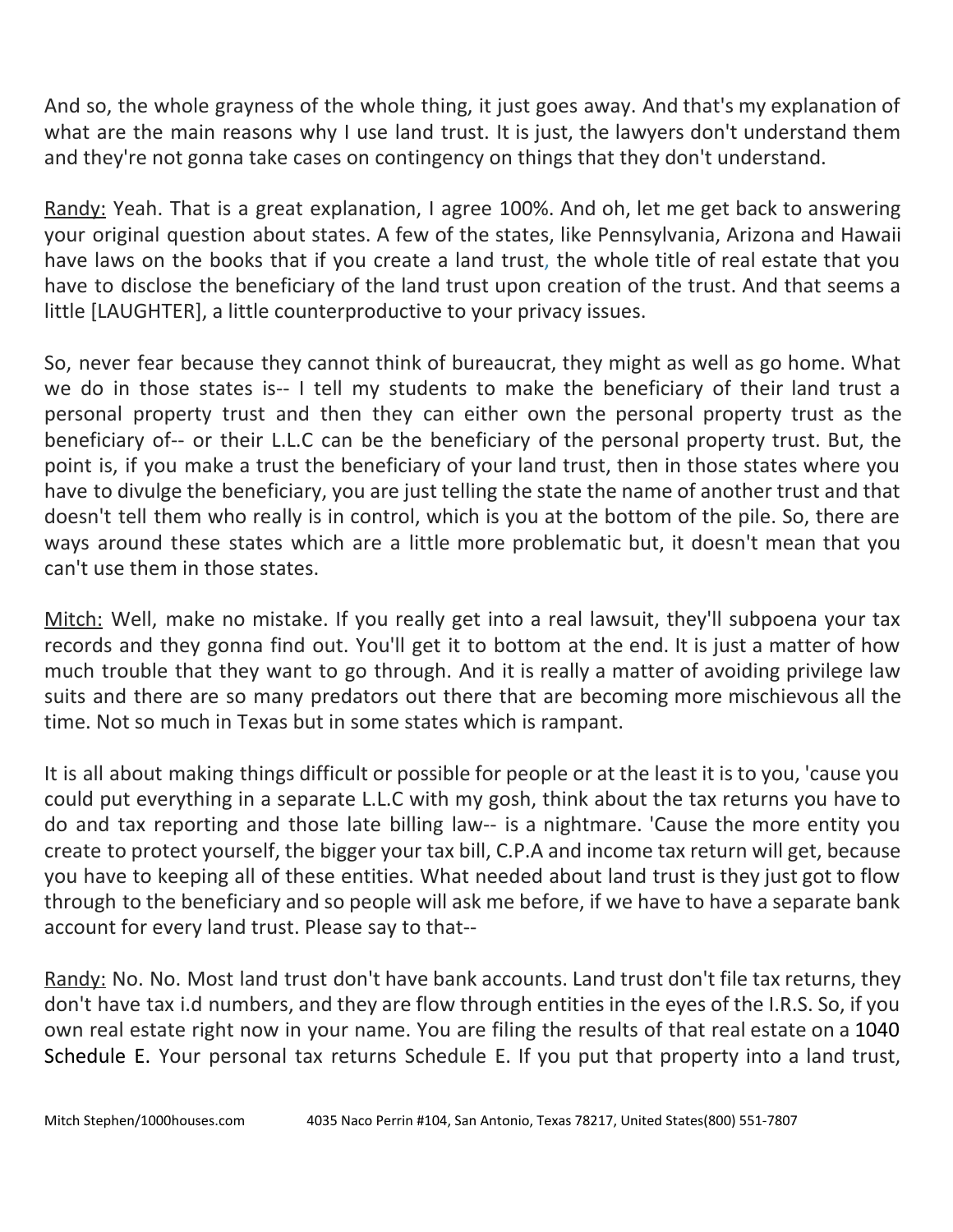And so, the whole grayness of the whole thing, it just goes away. And that's my explanation of what are the main reasons why I use land trust. It is just, the lawyers don't understand them and they're not gonna take cases on contingency on things that they don't understand.

Randy: Yeah. That is a great explanation, I agree 100%. And oh, let me get back to answering your original question about states. A few of the states, like Pennsylvania, Arizona and Hawaii have laws on the books that if you create a land trust, the whole title of real estate that you have to disclose the beneficiary of the land trust upon creation of the trust. And that seems a little [LAUGHTER], a little counterproductive to your privacy issues.

So, never fear because they cannot think of bureaucrat, they might as well as go home. What we do in those states is-- I tell my students to make the beneficiary of their land trust a personal property trust and then they can either own the personal property trust as the beneficiary of-- or their L.L.C can be the beneficiary of the personal property trust. But, the point is, if you make a trust the beneficiary of your land trust, then in those states where you have to divulge the beneficiary, you are just telling the state the name of another trust and that doesn't tell them who really is in control, which is you at the bottom of the pile. So, there are ways around these states which are a little more problematic but, it doesn't mean that you can't use them in those states.

Mitch: Well, make no mistake. If you really get into a real lawsuit, they'll subpoena your tax records and they gonna find out. You'll get it to bottom at the end. It is just a matter of how much trouble that they want to go through. And it is really a matter of avoiding privilege law suits and there are so many predators out there that are becoming more mischievous all the time. Not so much in Texas but in some states which is rampant.

It is all about making things difficult or possible for people or at the least it is to you, 'cause you could put everything in a separate L.L.C with my gosh, think about the tax returns you have to do and tax reporting and those late billing law-- is a nightmare. 'Cause the more entity you create to protect yourself, the bigger your tax bill, C.P.A and income tax return will get, because you have to keeping all of these entities. What needed about land trust is they just got to flow through to the beneficiary and so people will ask me before, if we have to have a separate bank account for every land trust. Please say to that--

Randy: No. No. Most land trust don't have bank accounts. Land trust don't file tax returns, they don't have tax i.d numbers, and they are flow through entities in the eyes of the I.R.S. So, if you own real estate right now in your name. You are filing the results of that real estate on a 1040 Schedule E. Your personal tax returns Schedule E. If you put that property into a land trust,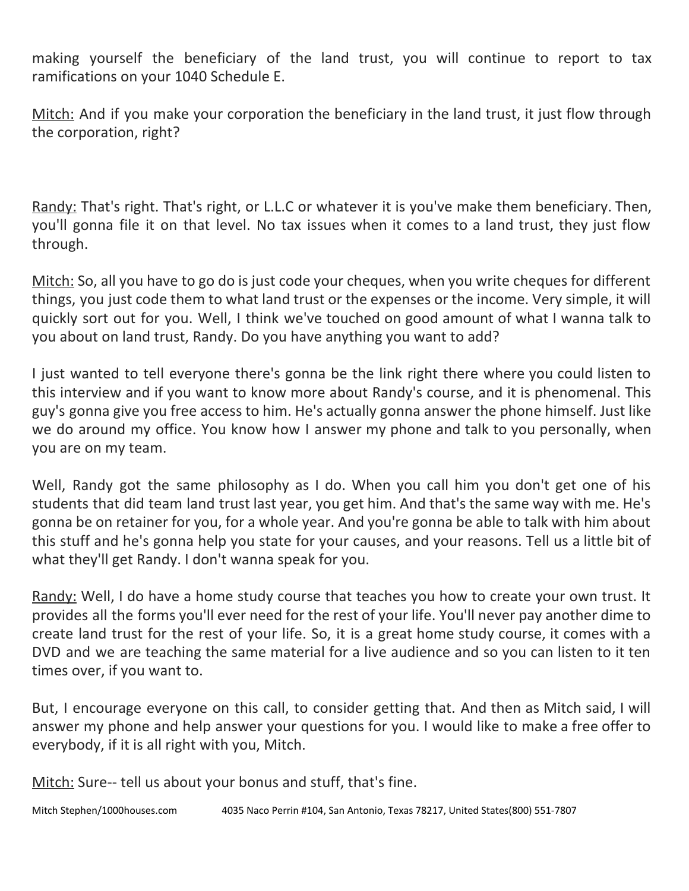making yourself the beneficiary of the land trust, you will continue to report to tax ramifications on your 1040 Schedule E.

Mitch: And if you make your corporation the beneficiary in the land trust, it just flow through the corporation, right?

Randy: That's right. That's right, or L.L.C or whatever it is you've make them beneficiary. Then, you'll gonna file it on that level. No tax issues when it comes to a land trust, they just flow through.

Mitch: So, all you have to go do is just code your cheques, when you write cheques for different things, you just code them to what land trust or the expenses or the income. Very simple, it will quickly sort out for you. Well, I think we've touched on good amount of what I wanna talk to you about on land trust, Randy. Do you have anything you want to add?

I just wanted to tell everyone there's gonna be the link right there where you could listen to this interview and if you want to know more about Randy's course, and it is phenomenal. This guy's gonna give you free access to him. He's actually gonna answer the phone himself. Just like we do around my office. You know how I answer my phone and talk to you personally, when you are on my team.

Well, Randy got the same philosophy as I do. When you call him you don't get one of his students that did team land trust last year, you get him. And that's the same way with me. He's gonna be on retainer for you, for a whole year. And you're gonna be able to talk with him about this stuff and he's gonna help you state for your causes, and your reasons. Tell us a little bit of what they'll get Randy. I don't wanna speak for you.

Randy: Well, I do have a home study course that teaches you how to create your own trust. It provides all the forms you'll ever need for the rest of your life. You'll never pay another dime to create land trust for the rest of your life. So, it is a great home study course, it comes with a DVD and we are teaching the same material for a live audience and so you can listen to it ten times over, if you want to.

But, I encourage everyone on this call, to consider getting that. And then as Mitch said, I will answer my phone and help answer your questions for you. I would like to make a free offer to everybody, if it is all right with you, Mitch.

Mitch: Sure-- tell us about your bonus and stuff, that's fine.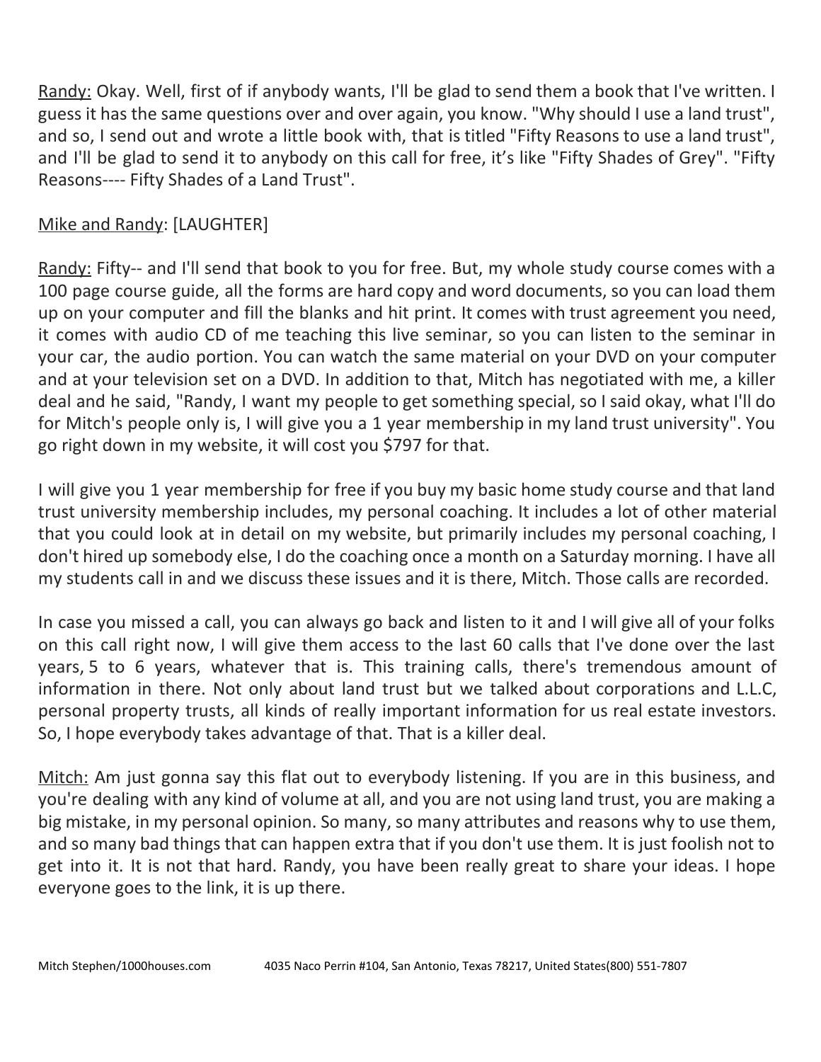<u>Randy:</u> Okay. Well, first of if anybody wants, I'll be glad to send them a book that I've written. I guess it has the same questions over and over again, you know. "Why should I use a land trust", and so, I send out and wrote a little book with, that is titled "Fifty Reasons to use a land trust", and I'll be glad to send it to anybody on this call for free, it's like "Fifty Shades of Grey". "Fifty Reasons---- Fifty Shades of a Land Trust".

<u>Mike and Randy</u>: [LAUGHTER]

<u>Randy:</u> Fifty-- and I'll send that book to you for free. But, my whole study course comes with a 100 page course guide, all the forms are hard copy and word documents, so you can load them up on your computer and fill the blanks and hit print. It comes with trust agreement you need, it comes with audio CD of me teaching this live seminar, so you can listen to the seminar in your car, the audio portion. You can watch the same material on your DVD on your computer and at your television set on a DVD. In addition to that, Mitch has negotiated with me, a killer deal and he said, "Randy, I want my people to get something special, so I said okay, what I'll do for Mitch's people only is, I will give you a 1 year membership in my land trust university". You go right down in my website, it will cost you $797 for that.

I will give you 1 year membership for free if you buy my basic home study course and that land trust university membership includes, my personal coaching. It includes a lot of other material that you could look at in detail on my website, but primarily includes my personal coaching, I don't hired up somebody else, I do the coaching once a month on a Saturday morning. I have all my students call in and we discuss these issues and it is there, Mitch. Those calls are recorded.

In case you missed a call, you can always go back and listen to it and I will give all of your folks on this call right now, I will give them access to the last 60 calls that I've done over the last years, 5 to 6 years, whatever that is. This training calls, there's tremendous amount of information in there. Not only about land trust but we talked about corporations and L.L.C, personal property trusts, all kinds of really important information for us real estate investors. So, I hope everybody takes advantage of that. That is a killer deal.

<u>Mitch:</u> Am just gonna say this flat out to everybody listening. If you are in this business, and you're dealing with any kind of volume at all, and you are not using land trust, you are making a big mistake, in my personal opinion. So many, so many attributes and reasons why to use them, and so many bad things that can happen extra that if you don't use them. It is just foolish not to get into it. It is not that hard. Randy, you have been really great to share your ideas. I hope everyone goes to the link, it is up there.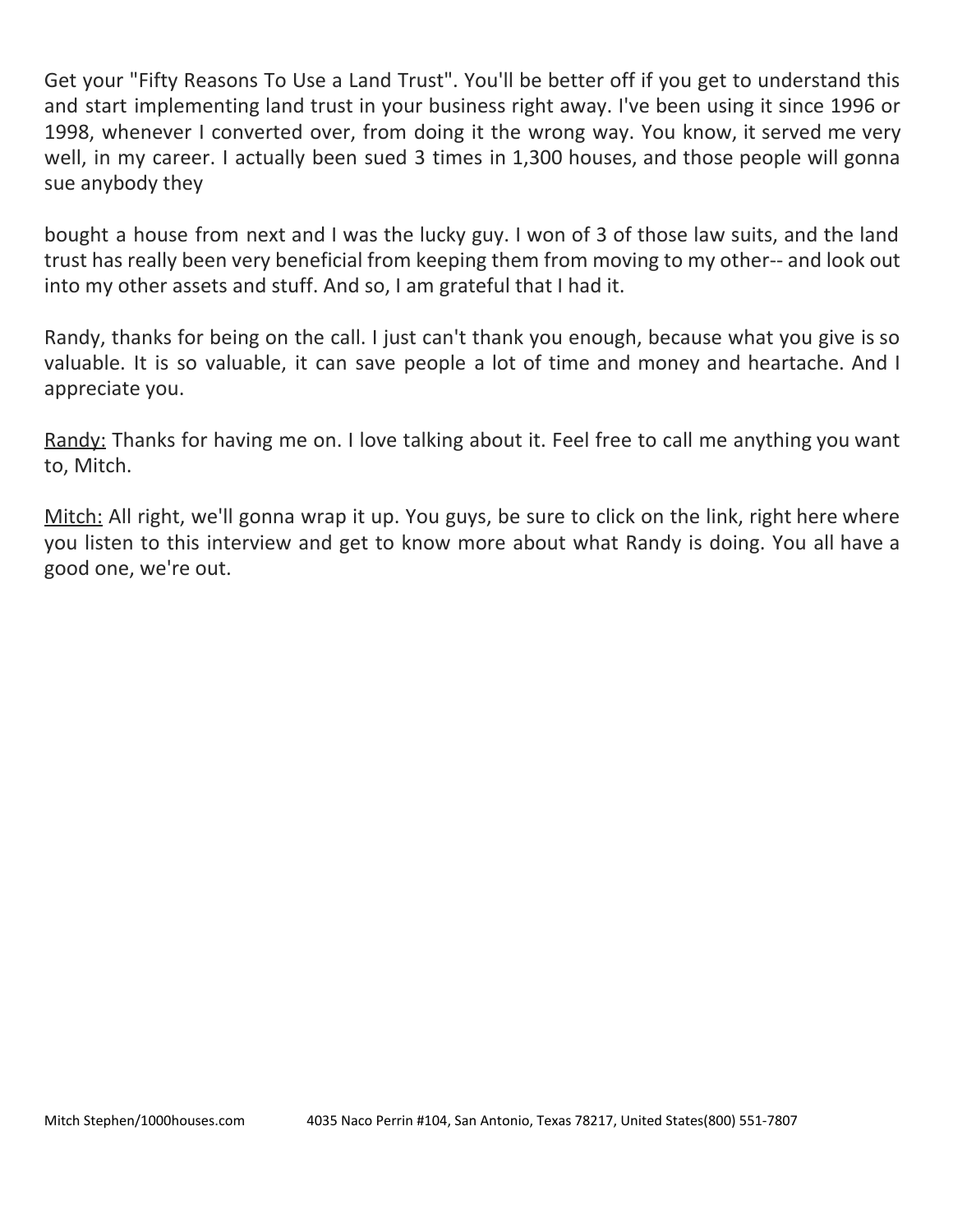Get your "Fifty Reasons To Use a Land Trust". You'll be better off if you get to understand this and start implementing land trust in your business right away. I've been using it since 1996 or 1998, whenever I converted over, from doing it the wrong way. You know, it served me very well, in my career. I actually been sued 3 times in 1,300 houses, and those people will gonna sue anybody they

bought a house from next and I was the lucky guy. I won of 3 of those law suits, and the land trust has really been very beneficial from keeping them from moving to my other-- and look out into my other assets and stuff. And so, I am grateful that I had it.

Randy, thanks for being on the call. I just can't thank you enough, because what you give is so valuable. It is so valuable, it can save people a lot of time and money and heartache. And I appreciate you.

Randy: Thanks for having me on. I love talking about it. Feel free to call me anything you want to, Mitch.

Mitch: All right, we'll gonna wrap it up. You guys, be sure to click on the link, right here where you listen to this interview and get to know more about what Randy is doing. You all have a good one, we're out.